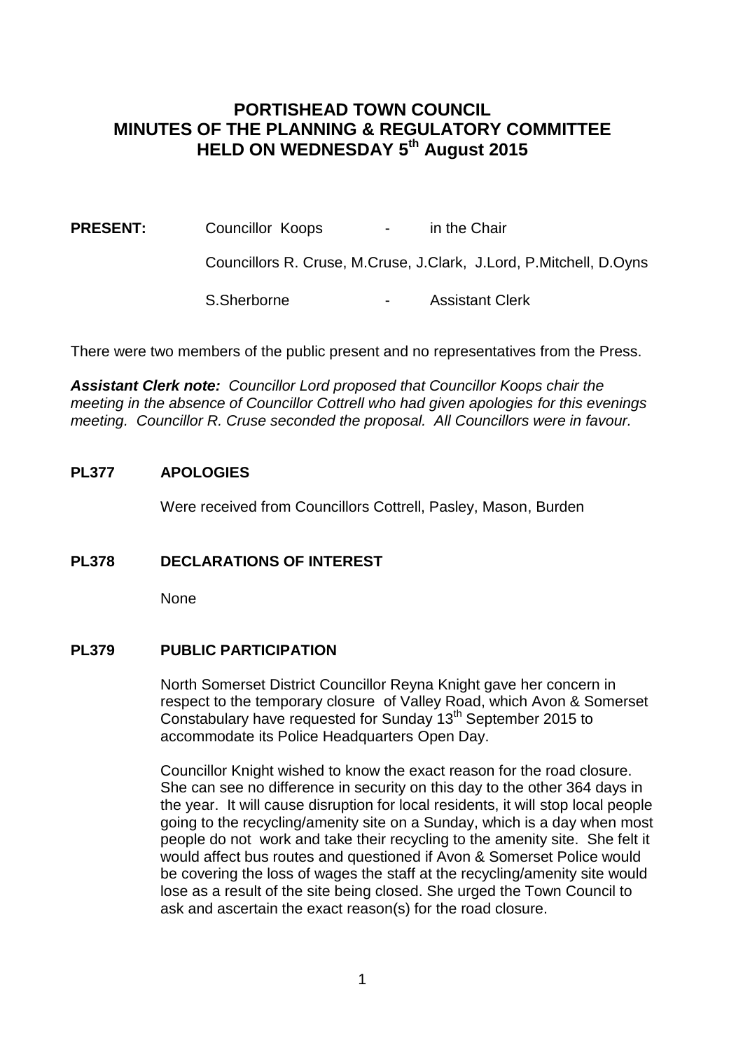# PORTISHEAD TOWN COUNCIL
# MINUTES OF THE PLANNING & REGULATORY COMMITTEE
# HELD ON WEDNESDAY 5th August 2015

**PRESENT:** Councillor Koops - in the Chair

Councillors R. Cruse, M.Cruse, J.Clark, J.Lord, P.Mitchell, D.Oyns

S.Sherborne - Assistant Clerk

There were two members of the public present and no representatives from the Press.

***Assistant Clerk note:*** *Councillor Lord proposed that Councillor Koops chair the meeting in the absence of Councillor Cottrell who had given apologies for this evenings meeting. Councillor R. Cruse seconded the proposal. All Councillors were in favour.*

## PL377 APOLOGIES

Were received from Councillors Cottrell, Pasley, Mason, Burden

## PL378 DECLARATIONS OF INTEREST

None

## PL379 PUBLIC PARTICIPATION

North Somerset District Councillor Reyna Knight gave her concern in respect to the temporary closure of Valley Road, which Avon & Somerset Constabulary have requested for Sunday 13th September 2015 to accommodate its Police Headquarters Open Day.

Councillor Knight wished to know the exact reason for the road closure. She can see no difference in security on this day to the other 364 days in the year. It will cause disruption for local residents, it will stop local people going to the recycling/amenity site on a Sunday, which is a day when most people do not work and take their recycling to the amenity site. She felt it would affect bus routes and questioned if Avon & Somerset Police would be covering the loss of wages the staff at the recycling/amenity site would lose as a result of the site being closed. She urged the Town Council to ask and ascertain the exact reason(s) for the road closure.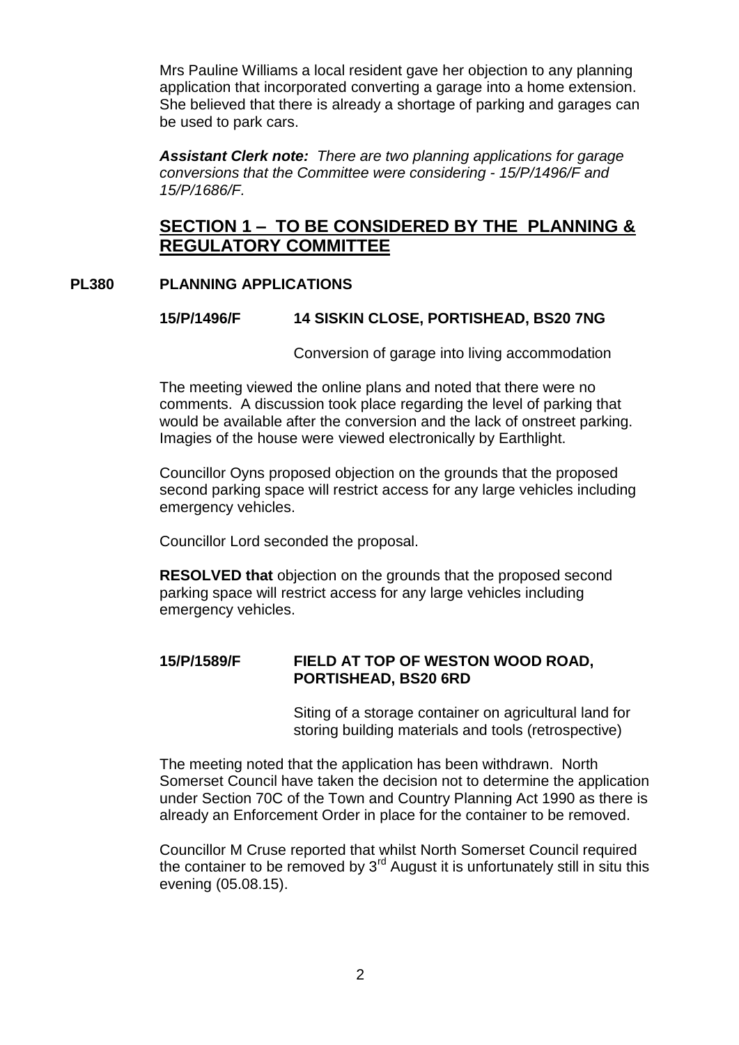Mrs Pauline Williams a local resident gave her objection to any planning application that incorporated converting a garage into a home extension. She believed that there is already a shortage of parking and garages can be used to park cars.

***Assistant Clerk note:*** *There are two planning applications for garage conversions that the Committee were considering - 15/P/1496/F and 15/P/1686/F.*

## SECTION 1 – TO BE CONSIDERED BY THE PLANNING & REGULATORY COMMITTEE

### PL380 PLANNING APPLICATIONS

**15/P/1496/F 14 SISKIN CLOSE, PORTISHEAD, BS20 7NG**

Conversion of garage into living accommodation

The meeting viewed the online plans and noted that there were no comments. A discussion took place regarding the level of parking that would be available after the conversion and the lack of onstreet parking. Imagies of the house were viewed electronically by Earthlight.

Councillor Oyns proposed objection on the grounds that the proposed second parking space will restrict access for any large vehicles including emergency vehicles.

Councillor Lord seconded the proposal.

**RESOLVED that** objection on the grounds that the proposed second parking space will restrict access for any large vehicles including emergency vehicles.

**15/P/1589/F FIELD AT TOP OF WESTON WOOD ROAD, PORTISHEAD, BS20 6RD**

Siting of a storage container on agricultural land for storing building materials and tools (retrospective)

The meeting noted that the application has been withdrawn. North Somerset Council have taken the decision not to determine the application under Section 70C of the Town and Country Planning Act 1990 as there is already an Enforcement Order in place for the container to be removed.

Councillor M Cruse reported that whilst North Somerset Council required the container to be removed by 3rd August it is unfortunately still in situ this evening (05.08.15).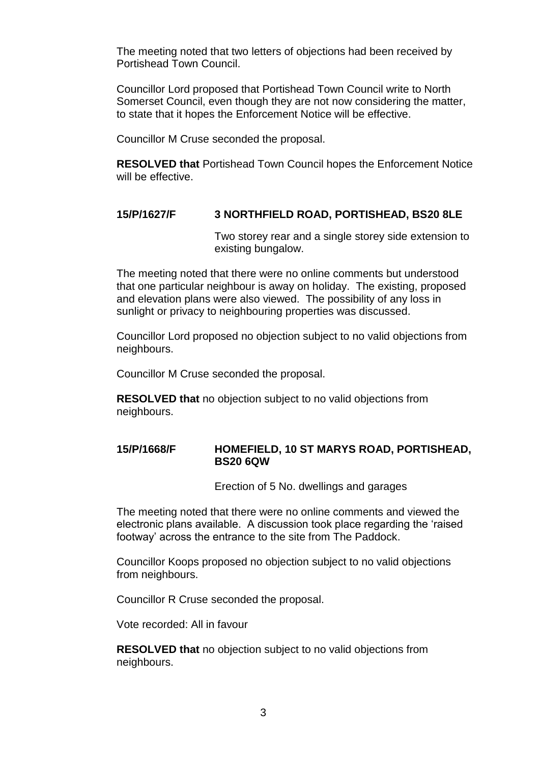The meeting noted that two letters of objections had been received by Portishead Town Council.

Councillor Lord proposed that Portishead Town Council write to North Somerset Council, even though they are not now considering the matter, to state that it hopes the Enforcement Notice will be effective.

Councillor M Cruse seconded the proposal.

**RESOLVED that** Portishead Town Council hopes the Enforcement Notice will be effective.

### 15/P/1627/F 3 NORTHFIELD ROAD, PORTISHEAD, BS20 8LE

Two storey rear and a single storey side extension to existing bungalow.

The meeting noted that there were no online comments but understood that one particular neighbour is away on holiday. The existing, proposed and elevation plans were also viewed. The possibility of any loss in sunlight or privacy to neighbouring properties was discussed.

Councillor Lord proposed no objection subject to no valid objections from neighbours.

Councillor M Cruse seconded the proposal.

**RESOLVED that** no objection subject to no valid objections from neighbours.

### 15/P/1668/F HOMEFIELD, 10 ST MARYS ROAD, PORTISHEAD, BS20 6QW

Erection of 5 No. dwellings and garages

The meeting noted that there were no online comments and viewed the electronic plans available. A discussion took place regarding the 'raised footway' across the entrance to the site from The Paddock.

Councillor Koops proposed no objection subject to no valid objections from neighbours.

Councillor R Cruse seconded the proposal.

Vote recorded: All in favour

**RESOLVED that** no objection subject to no valid objections from neighbours.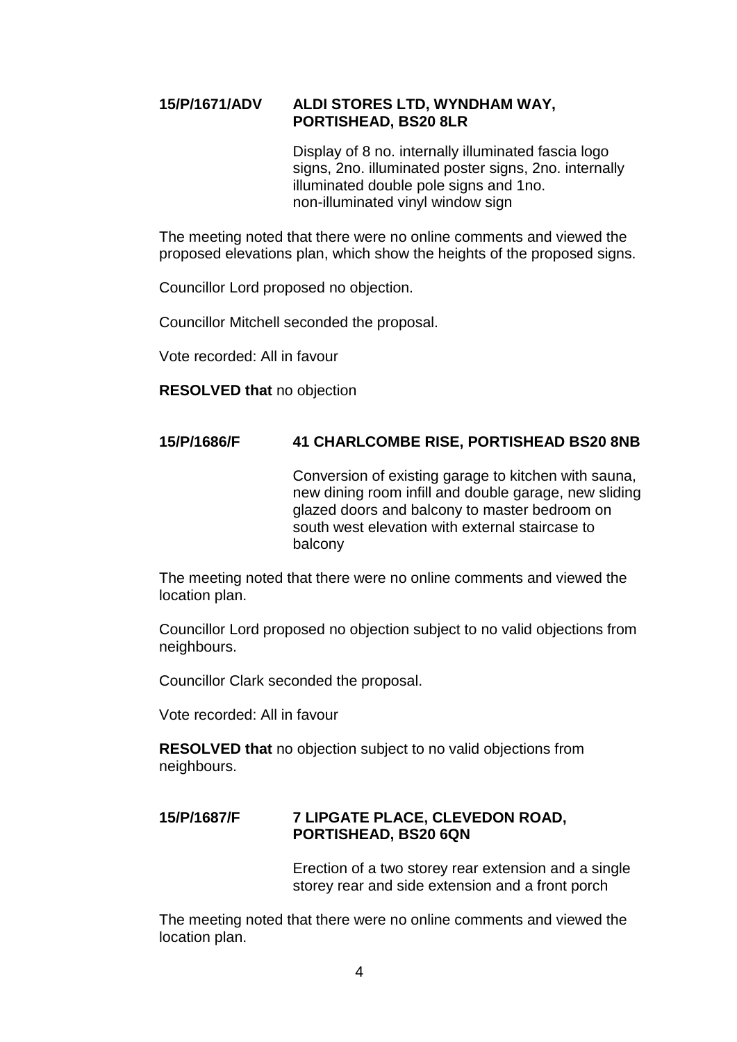**15/P/1671/ADV ALDI STORES LTD, WYNDHAM WAY, PORTISHEAD, BS20 8LR**

Display of 8 no. internally illuminated fascia logo signs, 2no. illuminated poster signs, 2no. internally illuminated double pole signs and 1no. non-illuminated vinyl window sign

The meeting noted that there were no online comments and viewed the proposed elevations plan, which show the heights of the proposed signs.

Councillor Lord proposed no objection.

Councillor Mitchell seconded the proposal.

Vote recorded: All in favour

**RESOLVED that** no objection

**15/P/1686/F 41 CHARLCOMBE RISE, PORTISHEAD BS20 8NB**

Conversion of existing garage to kitchen with sauna, new dining room infill and double garage, new sliding glazed doors and balcony to master bedroom on south west elevation with external staircase to balcony

The meeting noted that there were no online comments and viewed the location plan.

Councillor Lord proposed no objection subject to no valid objections from neighbours.

Councillor Clark seconded the proposal.

Vote recorded: All in favour

**RESOLVED that** no objection subject to no valid objections from neighbours.

**15/P/1687/F 7 LIPGATE PLACE, CLEVEDON ROAD, PORTISHEAD, BS20 6QN**

Erection of a two storey rear extension and a single storey rear and side extension and a front porch

The meeting noted that there were no online comments and viewed the location plan.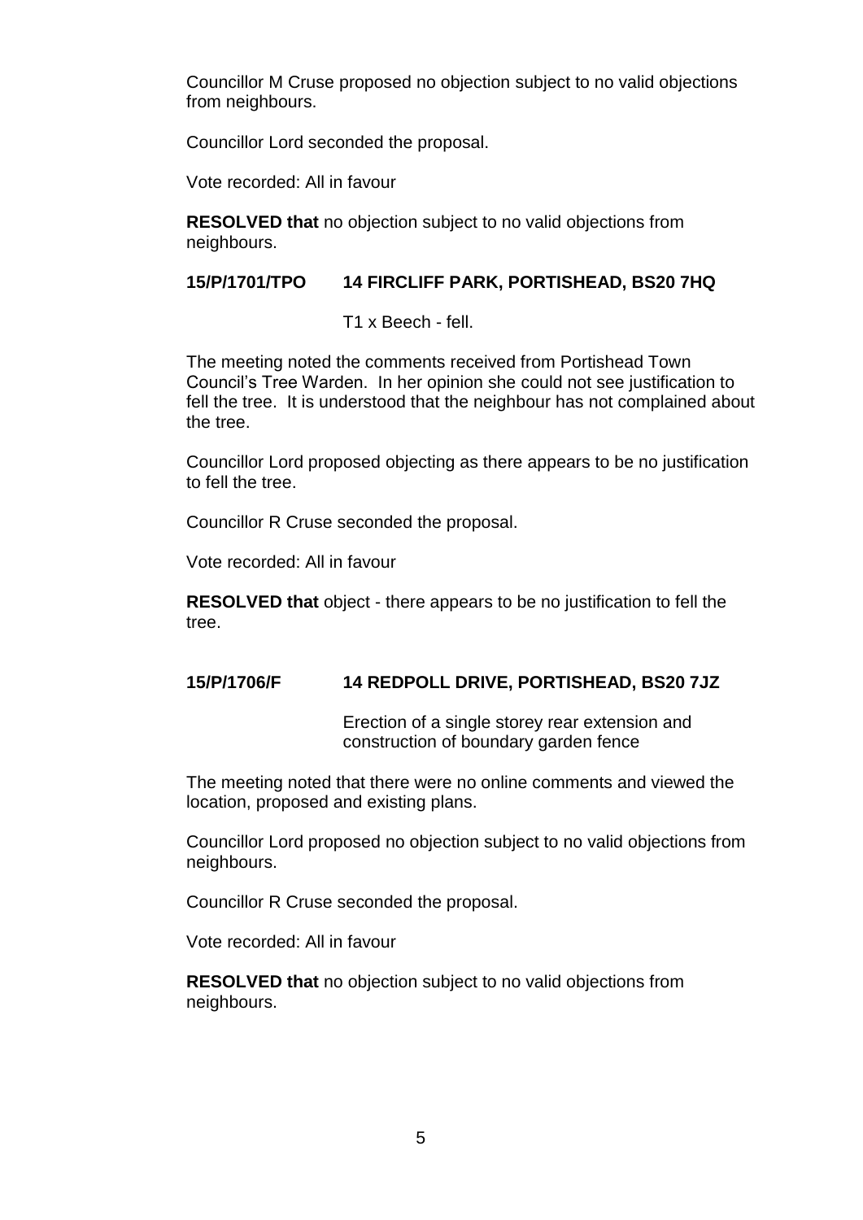Councillor M Cruse proposed no objection subject to no valid objections from neighbours.

Councillor Lord seconded the proposal.

Vote recorded: All in favour

**RESOLVED that** no objection subject to no valid objections from neighbours.

**15/P/1701/TPO 14 FIRCLIFF PARK, PORTISHEAD, BS20 7HQ**

T1 x Beech - fell.

The meeting noted the comments received from Portishead Town Council's Tree Warden. In her opinion she could not see justification to fell the tree. It is understood that the neighbour has not complained about the tree.

Councillor Lord proposed objecting as there appears to be no justification to fell the tree.

Councillor R Cruse seconded the proposal.

Vote recorded: All in favour

**RESOLVED that** object - there appears to be no justification to fell the tree.

**15/P/1706/F 14 REDPOLL DRIVE, PORTISHEAD, BS20 7JZ**

Erection of a single storey rear extension and construction of boundary garden fence

The meeting noted that there were no online comments and viewed the location, proposed and existing plans.

Councillor Lord proposed no objection subject to no valid objections from neighbours.

Councillor R Cruse seconded the proposal.

Vote recorded: All in favour

**RESOLVED that** no objection subject to no valid objections from neighbours.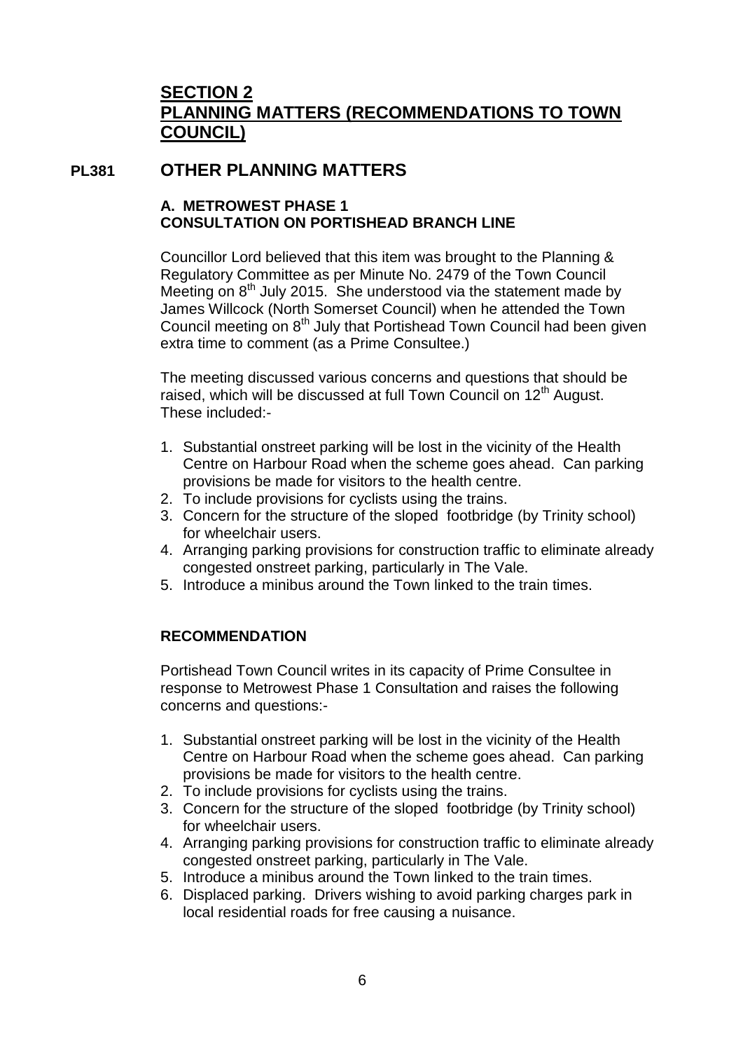# SECTION 2
# PLANNING MATTERS (RECOMMENDATIONS TO TOWN COUNCIL)

## PL381 OTHER PLANNING MATTERS

### A. METROWEST PHASE 1
### CONSULTATION ON PORTISHEAD BRANCH LINE

Councillor Lord believed that this item was brought to the Planning & Regulatory Committee as per Minute No. 2479 of the Town Council Meeting on 8th July 2015. She understood via the statement made by James Willcock (North Somerset Council) when he attended the Town Council meeting on 8th July that Portishead Town Council had been given extra time to comment (as a Prime Consultee.)

The meeting discussed various concerns and questions that should be raised, which will be discussed at full Town Council on 12th August. These included:-

1. Substantial onstreet parking will be lost in the vicinity of the Health Centre on Harbour Road when the scheme goes ahead. Can parking provisions be made for visitors to the health centre.
2. To include provisions for cyclists using the trains.
3. Concern for the structure of the sloped footbridge (by Trinity school) for wheelchair users.
4. Arranging parking provisions for construction traffic to eliminate already congested onstreet parking, particularly in The Vale.
5. Introduce a minibus around the Town linked to the train times.

**RECOMMENDATION**

Portishead Town Council writes in its capacity of Prime Consultee in response to Metrowest Phase 1 Consultation and raises the following concerns and questions:-

1. Substantial onstreet parking will be lost in the vicinity of the Health Centre on Harbour Road when the scheme goes ahead. Can parking provisions be made for visitors to the health centre.
2. To include provisions for cyclists using the trains.
3. Concern for the structure of the sloped footbridge (by Trinity school) for wheelchair users.
4. Arranging parking provisions for construction traffic to eliminate already congested onstreet parking, particularly in The Vale.
5. Introduce a minibus around the Town linked to the train times.
6. Displaced parking. Drivers wishing to avoid parking charges park in local residential roads for free causing a nuisance.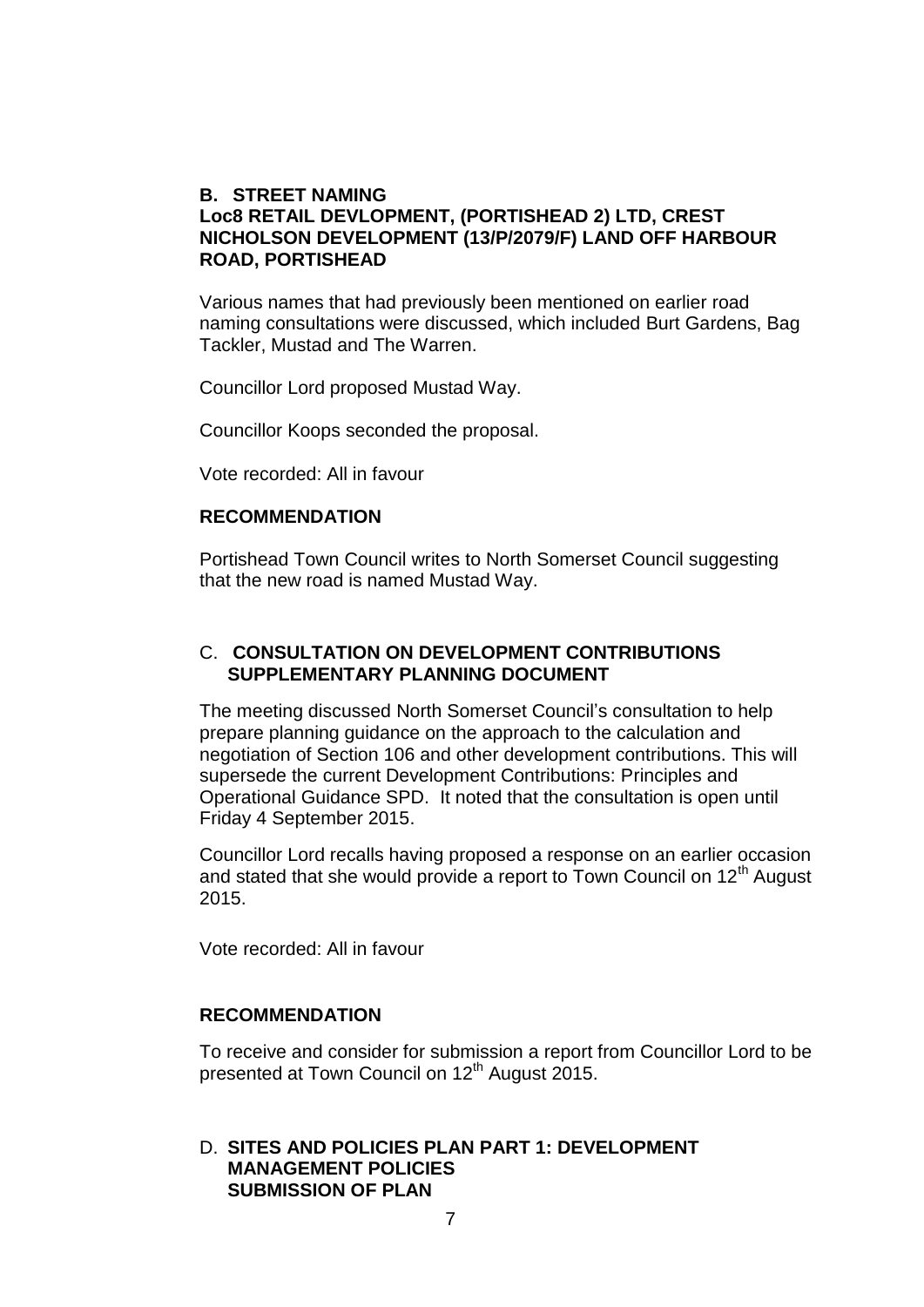### B. STREET NAMING

### Loc8 RETAIL DEVLOPMENT, (PORTISHEAD 2) LTD, CREST NICHOLSON DEVELOPMENT (13/P/2079/F) LAND OFF HARBOUR ROAD, PORTISHEAD

Various names that had previously been mentioned on earlier road naming consultations were discussed, which included Burt Gardens, Bag Tackler, Mustad and The Warren.

Councillor Lord proposed Mustad Way.

Councillor Koops seconded the proposal.

Vote recorded: All in favour

**RECOMMENDATION**

Portishead Town Council writes to North Somerset Council suggesting that the new road is named Mustad Way.

### C. CONSULTATION ON DEVELOPMENT CONTRIBUTIONS SUPPLEMENTARY PLANNING DOCUMENT

The meeting discussed North Somerset Council's consultation to help prepare planning guidance on the approach to the calculation and negotiation of Section 106 and other development contributions. This will supersede the current Development Contributions: Principles and Operational Guidance SPD. It noted that the consultation is open until Friday 4 September 2015.

Councillor Lord recalls having proposed a response on an earlier occasion and stated that she would provide a report to Town Council on 12th August 2015.

Vote recorded: All in favour

**RECOMMENDATION**

To receive and consider for submission a report from Councillor Lord to be presented at Town Council on 12th August 2015.

### D. SITES AND POLICIES PLAN PART 1: DEVELOPMENT MANAGEMENT POLICIES SUBMISSION OF PLAN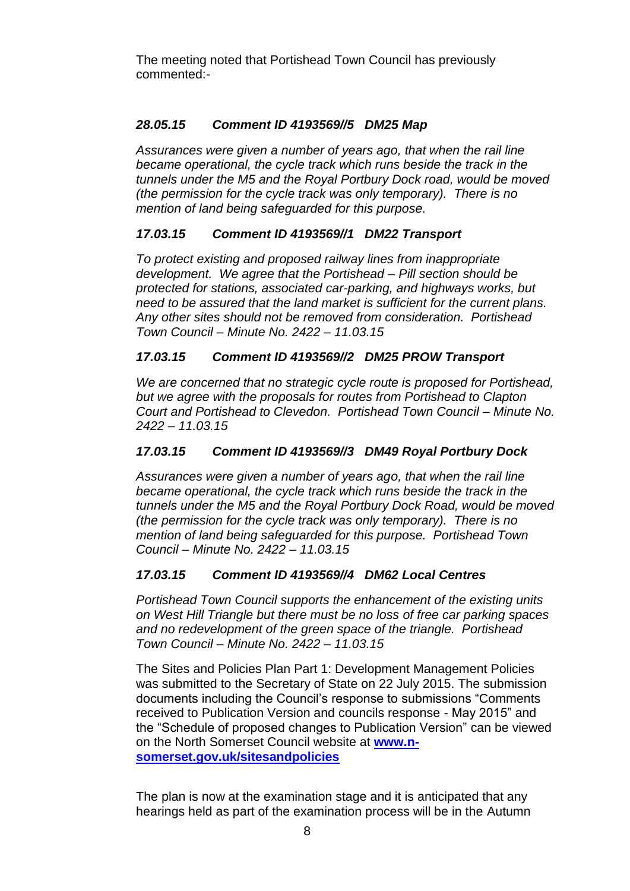The meeting noted that Portishead Town Council has previously commented:-

***28.05.15 Comment ID 4193569//5 DM25 Map***

*Assurances were given a number of years ago, that when the rail line became operational, the cycle track which runs beside the track in the tunnels under the M5 and the Royal Portbury Dock road, would be moved (the permission for the cycle track was only temporary). There is no mention of land being safeguarded for this purpose.*

***17.03.15 Comment ID 4193569//1 DM22 Transport***

*To protect existing and proposed railway lines from inappropriate development. We agree that the Portishead – Pill section should be protected for stations, associated car-parking, and highways works, but need to be assured that the land market is sufficient for the current plans. Any other sites should not be removed from consideration. Portishead Town Council – Minute No. 2422 – 11.03.15*

***17.03.15 Comment ID 4193569//2 DM25 PROW Transport***

*We are concerned that no strategic cycle route is proposed for Portishead, but we agree with the proposals for routes from Portishead to Clapton Court and Portishead to Clevedon. Portishead Town Council – Minute No. 2422 – 11.03.15*

***17.03.15 Comment ID 4193569//3 DM49 Royal Portbury Dock***

*Assurances were given a number of years ago, that when the rail line became operational, the cycle track which runs beside the track in the tunnels under the M5 and the Royal Portbury Dock Road, would be moved (the permission for the cycle track was only temporary). There is no mention of land being safeguarded for this purpose. Portishead Town Council – Minute No. 2422 – 11.03.15*

***17.03.15 Comment ID 4193569//4 DM62 Local Centres***

*Portishead Town Council supports the enhancement of the existing units on West Hill Triangle but there must be no loss of free car parking spaces and no redevelopment of the green space of the triangle. Portishead Town Council – Minute No. 2422 – 11.03.15*

The Sites and Policies Plan Part 1: Development Management Policies was submitted to the Secretary of State on 22 July 2015. The submission documents including the Council's response to submissions "Comments received to Publication Version and councils response - May 2015" and the "Schedule of proposed changes to Publication Version" can be viewed on the North Somerset Council website at **www.n-somerset.gov.uk/sitesandpolicies**

The plan is now at the examination stage and it is anticipated that any hearings held as part of the examination process will be in the Autumn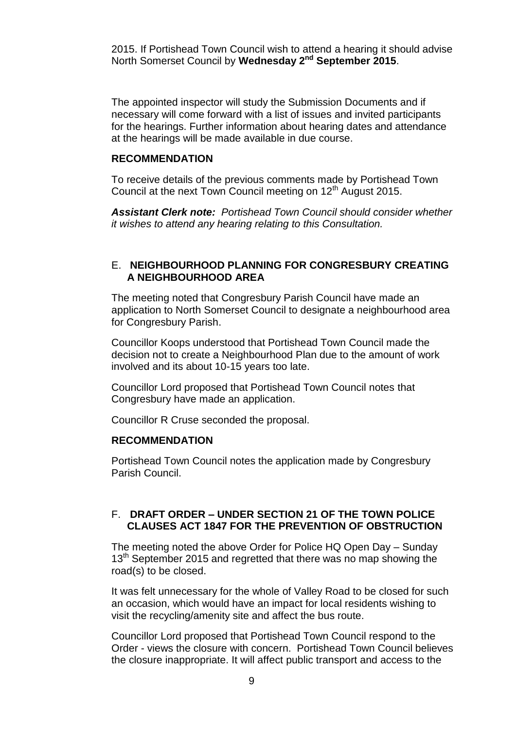2015. If Portishead Town Council wish to attend a hearing it should advise North Somerset Council by **Wednesday 2nd September 2015**.

The appointed inspector will study the Submission Documents and if necessary will come forward with a list of issues and invited participants for the hearings. Further information about hearing dates and attendance at the hearings will be made available in due course.

**RECOMMENDATION**

To receive details of the previous comments made by Portishead Town Council at the next Town Council meeting on 12th August 2015.

***Assistant Clerk note:*** *Portishead Town Council should consider whether it wishes to attend any hearing relating to this Consultation.*

### E. **NEIGHBOURHOOD PLANNING FOR CONGRESBURY CREATING A NEIGHBOURHOOD AREA**

The meeting noted that Congresbury Parish Council have made an application to North Somerset Council to designate a neighbourhood area for Congresbury Parish.

Councillor Koops understood that Portishead Town Council made the decision not to create a Neighbourhood Plan due to the amount of work involved and its about 10-15 years too late.

Councillor Lord proposed that Portishead Town Council notes that Congresbury have made an application.

Councillor R Cruse seconded the proposal.

**RECOMMENDATION**

Portishead Town Council notes the application made by Congresbury Parish Council.

### F. **DRAFT ORDER – UNDER SECTION 21 OF THE TOWN POLICE CLAUSES ACT 1847 FOR THE PREVENTION OF OBSTRUCTION**

The meeting noted the above Order for Police HQ Open Day – Sunday 13th September 2015 and regretted that there was no map showing the road(s) to be closed.

It was felt unnecessary for the whole of Valley Road to be closed for such an occasion, which would have an impact for local residents wishing to visit the recycling/amenity site and affect the bus route.

Councillor Lord proposed that Portishead Town Council respond to the Order - views the closure with concern. Portishead Town Council believes the closure inappropriate. It will affect public transport and access to the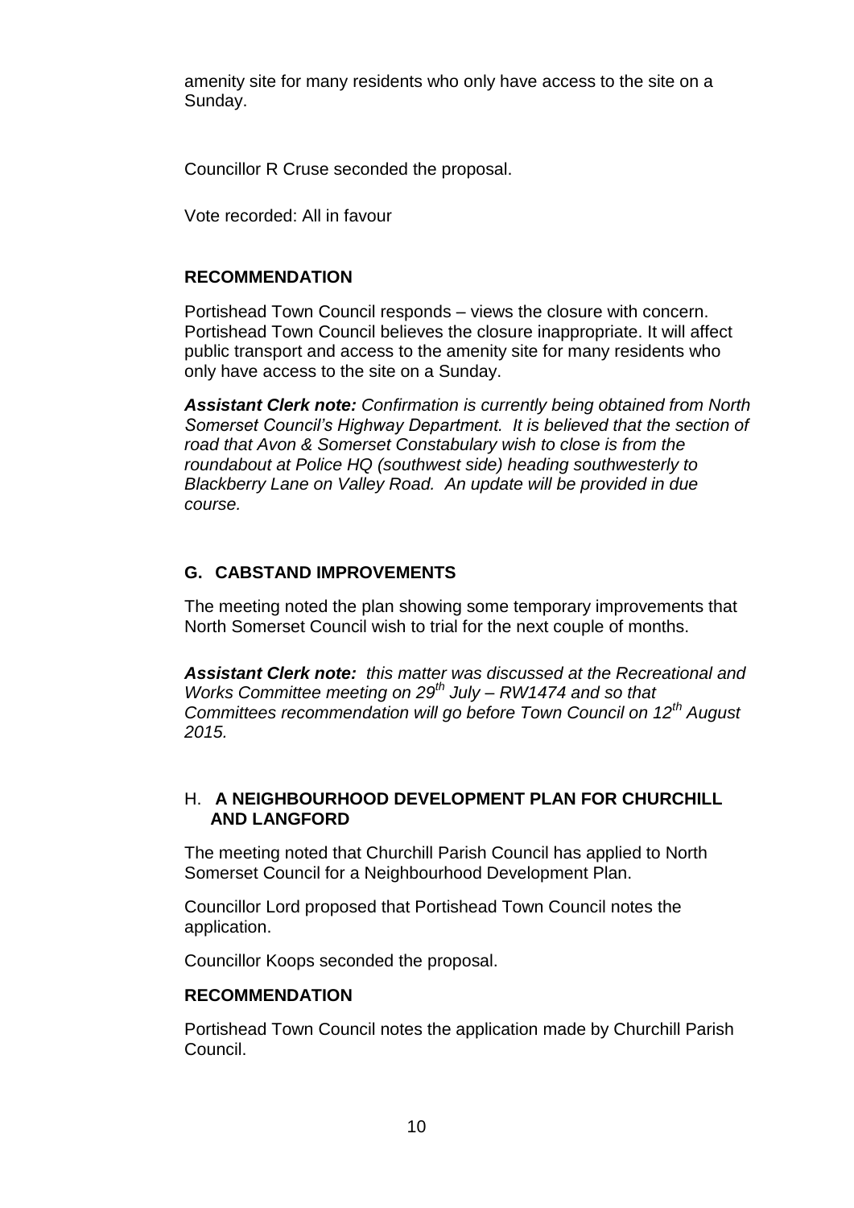amenity site for many residents who only have access to the site on a Sunday.

Councillor R Cruse seconded the proposal.

Vote recorded: All in favour

**RECOMMENDATION**

Portishead Town Council responds – views the closure with concern. Portishead Town Council believes the closure inappropriate. It will affect public transport and access to the amenity site for many residents who only have access to the site on a Sunday.

***Assistant Clerk note:*** *Confirmation is currently being obtained from North Somerset Council's Highway Department. It is believed that the section of road that Avon & Somerset Constabulary wish to close is from the roundabout at Police HQ (southwest side) heading southwesterly to Blackberry Lane on Valley Road. An update will be provided in due course.*

## G. CABSTAND IMPROVEMENTS

The meeting noted the plan showing some temporary improvements that North Somerset Council wish to trial for the next couple of months.

***Assistant Clerk note:*** *this matter was discussed at the Recreational and Works Committee meeting on 29th July – RW1474 and so that Committees recommendation will go before Town Council on 12th August 2015.*

## H. A NEIGHBOURHOOD DEVELOPMENT PLAN FOR CHURCHILL AND LANGFORD

The meeting noted that Churchill Parish Council has applied to North Somerset Council for a Neighbourhood Development Plan.

Councillor Lord proposed that Portishead Town Council notes the application.

Councillor Koops seconded the proposal.

**RECOMMENDATION**

Portishead Town Council notes the application made by Churchill Parish Council.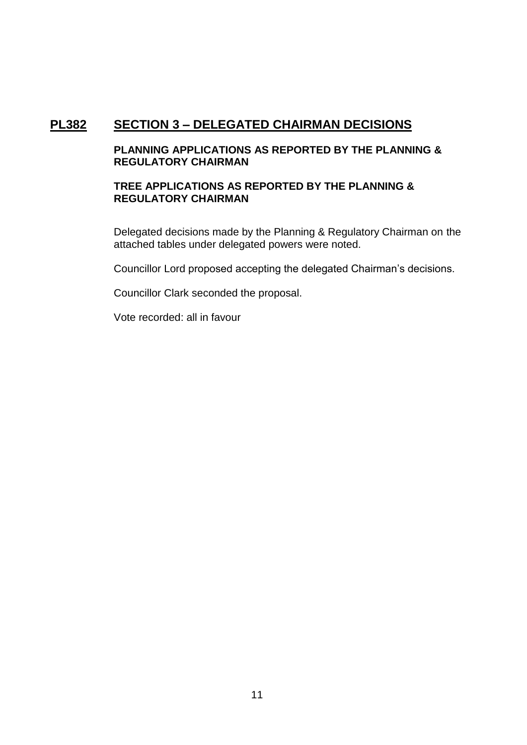## PL382 SECTION 3 – DELEGATED CHAIRMAN DECISIONS

**PLANNING APPLICATIONS AS REPORTED BY THE PLANNING & REGULATORY CHAIRMAN**

**TREE APPLICATIONS AS REPORTED BY THE PLANNING & REGULATORY CHAIRMAN**

Delegated decisions made by the Planning & Regulatory Chairman on the attached tables under delegated powers were noted.

Councillor Lord proposed accepting the delegated Chairman's decisions.

Councillor Clark seconded the proposal.

Vote recorded: all in favour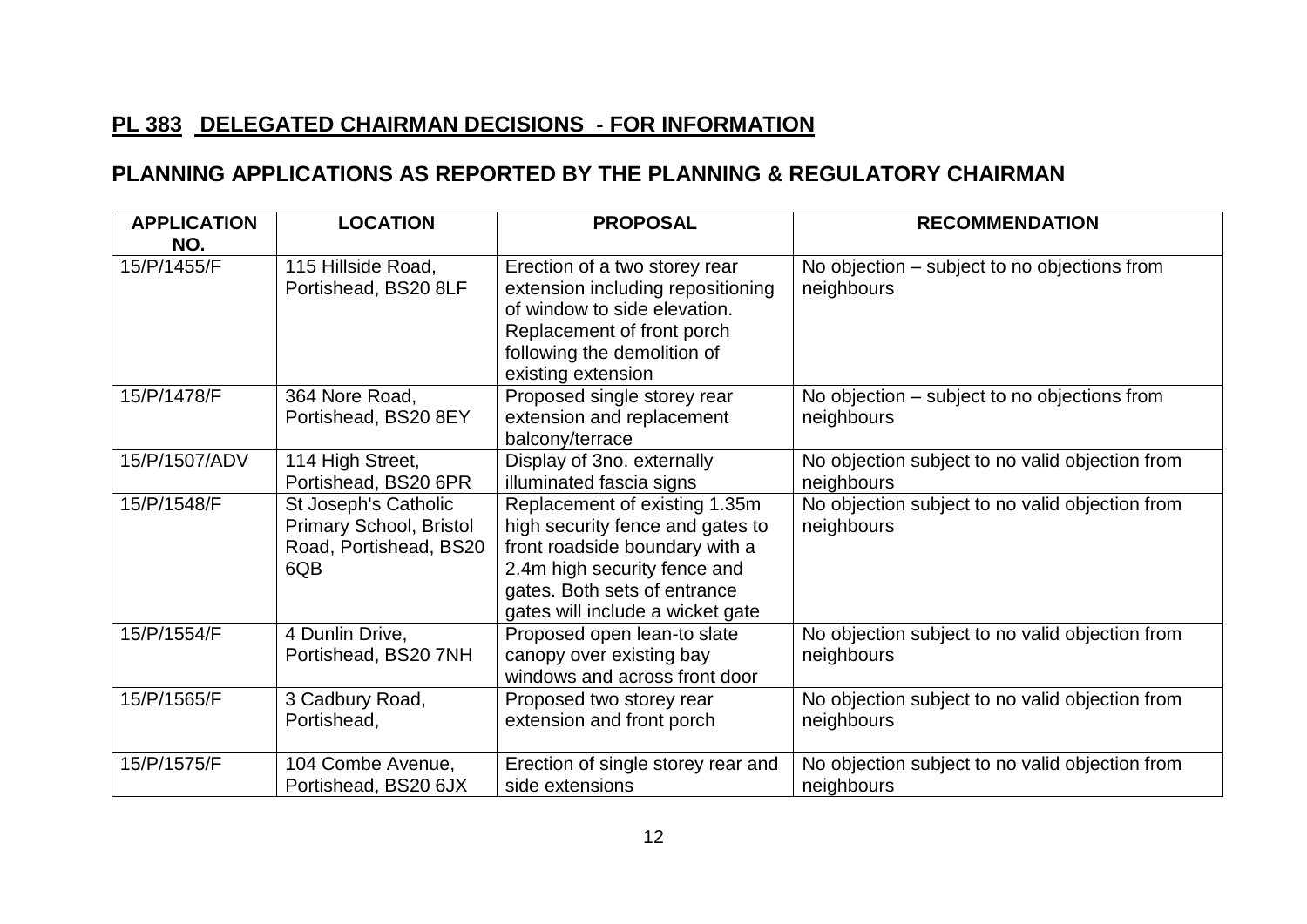## PL 383 DELEGATED CHAIRMAN DECISIONS - FOR INFORMATION

## PLANNING APPLICATIONS AS REPORTED BY THE PLANNING & REGULATORY CHAIRMAN

| APPLICATION NO. | LOCATION | PROPOSAL | RECOMMENDATION |
|---|---|---|---|
| 15/P/1455/F | 115 Hillside Road, Portishead, BS20 8LF | Erection of a two storey rear extension including repositioning of window to side elevation. Replacement of front porch following the demolition of existing extension | No objection – subject to no objections from neighbours |
| 15/P/1478/F | 364 Nore Road, Portishead, BS20 8EY | Proposed single storey rear extension and replacement balcony/terrace | No objection – subject to no objections from neighbours |
| 15/P/1507/ADV | 114 High Street, Portishead, BS20 6PR | Display of 3no. externally illuminated fascia signs | No objection subject to no valid objection from neighbours |
| 15/P/1548/F | St Joseph's Catholic Primary School, Bristol Road, Portishead, BS20 6QB | Replacement of existing 1.35m high security fence and gates to front roadside boundary with a 2.4m high security fence and gates. Both sets of entrance gates will include a wicket gate | No objection subject to no valid objection from neighbours |
| 15/P/1554/F | 4 Dunlin Drive, Portishead, BS20 7NH | Proposed open lean-to slate canopy over existing bay windows and across front door | No objection subject to no valid objection from neighbours |
| 15/P/1565/F | 3 Cadbury Road, Portishead, | Proposed two storey rear extension and front porch | No objection subject to no valid objection from neighbours |
| 15/P/1575/F | 104 Combe Avenue, Portishead, BS20 6JX | Erection of single storey rear and side extensions | No objection subject to no valid objection from neighbours |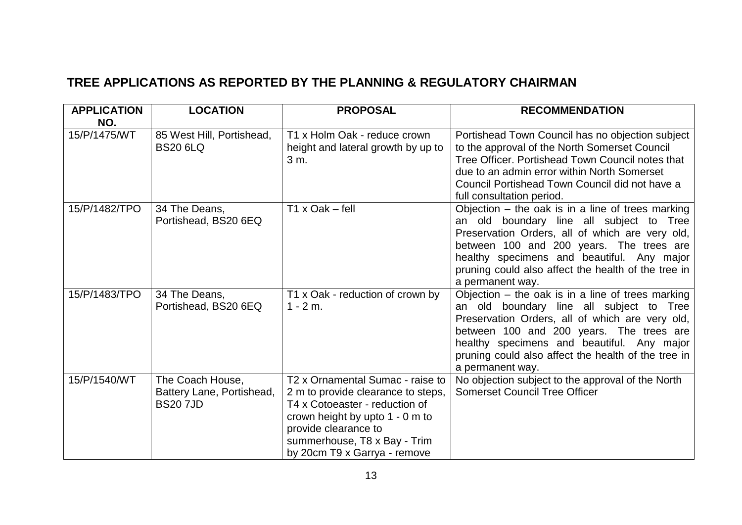## TREE APPLICATIONS AS REPORTED BY THE PLANNING & REGULATORY CHAIRMAN

| APPLICATION NO. | LOCATION | PROPOSAL | RECOMMENDATION |
|---|---|---|---|
| 15/P/1475/WT | 85 West Hill, Portishead, BS20 6LQ | T1 x Holm Oak - reduce crown height and lateral growth by up to 3 m. | Portishead Town Council has no objection subject to the approval of the North Somerset Council Tree Officer. Portishead Town Council notes that due to an admin error within North Somerset Council Portishead Town Council did not have a full consultation period. |
| 15/P/1482/TPO | 34 The Deans, Portishead, BS20 6EQ | T1 x Oak – fell | Objection – the oak is in a line of trees marking an old boundary line all subject to Tree Preservation Orders, all of which are very old, between 100 and 200 years. The trees are healthy specimens and beautiful. Any major pruning could also affect the health of the tree in a permanent way. |
| 15/P/1483/TPO | 34 The Deans, Portishead, BS20 6EQ | T1 x Oak - reduction of crown by 1 - 2 m. | Objection – the oak is in a line of trees marking an old boundary line all subject to Tree Preservation Orders, all of which are very old, between 100 and 200 years. The trees are healthy specimens and beautiful. Any major pruning could also affect the health of the tree in a permanent way. |
| 15/P/1540/WT | The Coach House, Battery Lane, Portishead, BS20 7JD | T2 x Ornamental Sumac - raise to 2 m to provide clearance to steps, T4 x Cotoeaster - reduction of crown height by upto 1 - 0 m to provide clearance to summerhouse, T8 x Bay - Trim by 20cm T9 x Garrya - remove | No objection subject to the approval of the North Somerset Council Tree Officer |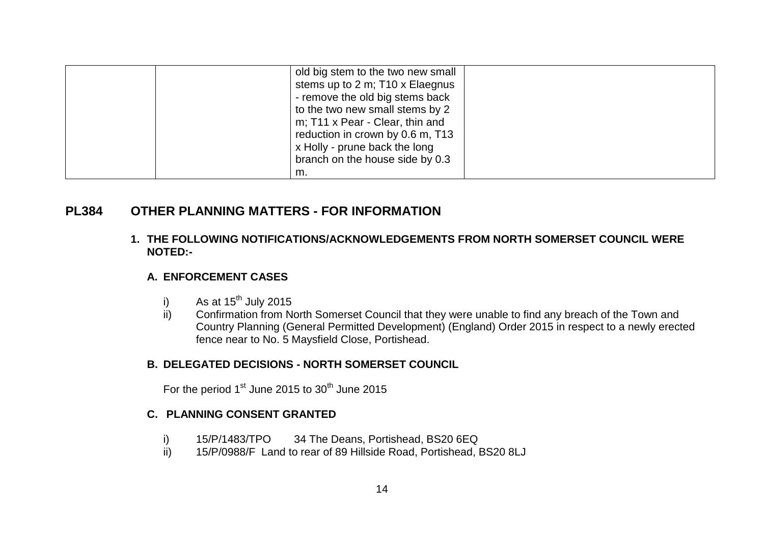|  |  | old big stem to the two new small stems up to 2 m; T10 x Elaegnus - remove the old big stems back to the two new small stems by 2 m; T11 x Pear - Clear, thin and reduction in crown by 0.6 m, T13 x Holly - prune back the long branch on the house side by 0.3 m. |  |
|---|---|---|---|

## PL384 OTHER PLANNING MATTERS - FOR INFORMATION

**1. THE FOLLOWING NOTIFICATIONS/ACKNOWLEDGEMENTS FROM NORTH SOMERSET COUNCIL WERE NOTED:-**

**A. ENFORCEMENT CASES**

i) As at 15th July 2015

ii) Confirmation from North Somerset Council that they were unable to find any breach of the Town and Country Planning (General Permitted Development) (England) Order 2015 in respect to a newly erected fence near to No. 5 Maysfield Close, Portishead.

**B. DELEGATED DECISIONS - NORTH SOMERSET COUNCIL**

For the period 1st June 2015 to 30th June 2015

**C. PLANNING CONSENT GRANTED**

i) 15/P/1483/TPO 34 The Deans, Portishead, BS20 6EQ

ii) 15/P/0988/F Land to rear of 89 Hillside Road, Portishead, BS20 8LJ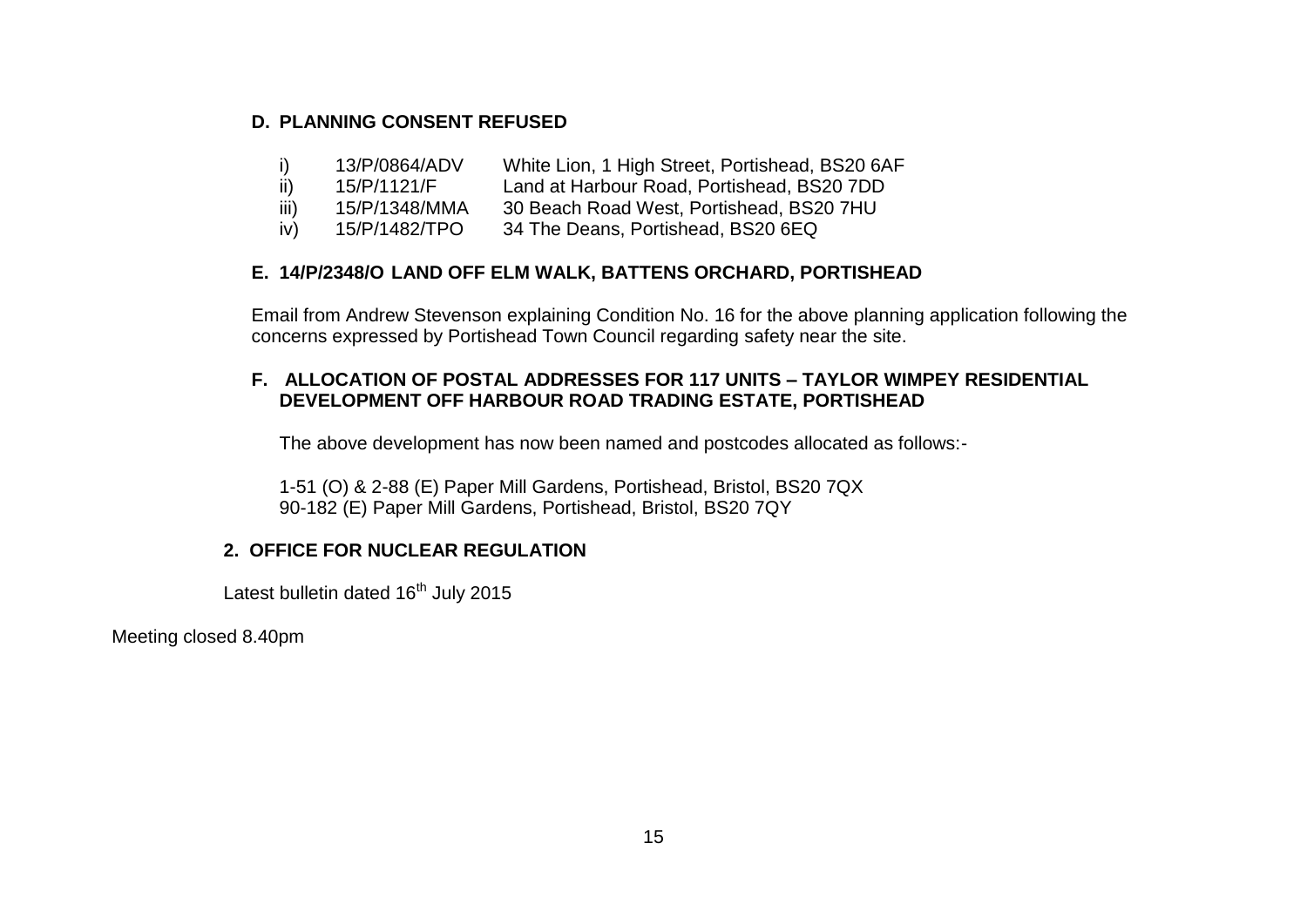### D. PLANNING CONSENT REFUSED

| | | |
|---|---|---|
| i) | 13/P/0864/ADV | White Lion, 1 High Street, Portishead, BS20 6AF |
| ii) | 15/P/1121/F | Land at Harbour Road, Portishead, BS20 7DD |
| iii) | 15/P/1348/MMA | 30 Beach Road West, Portishead, BS20 7HU |
| iv) | 15/P/1482/TPO | 34 The Deans, Portishead, BS20 6EQ |

### E. 14/P/2348/O LAND OFF ELM WALK, BATTENS ORCHARD, PORTISHEAD

Email from Andrew Stevenson explaining Condition No. 16 for the above planning application following the concerns expressed by Portishead Town Council regarding safety near the site.

### F. ALLOCATION OF POSTAL ADDRESSES FOR 117 UNITS – TAYLOR WIMPEY RESIDENTIAL DEVELOPMENT OFF HARBOUR ROAD TRADING ESTATE, PORTISHEAD

The above development has now been named and postcodes allocated as follows:-

1-51 (O) & 2-88 (E) Paper Mill Gardens, Portishead, Bristol, BS20 7QX
90-182 (E) Paper Mill Gardens, Portishead, Bristol, BS20 7QY

## 2. OFFICE FOR NUCLEAR REGULATION

Latest bulletin dated 16th July 2015

Meeting closed 8.40pm